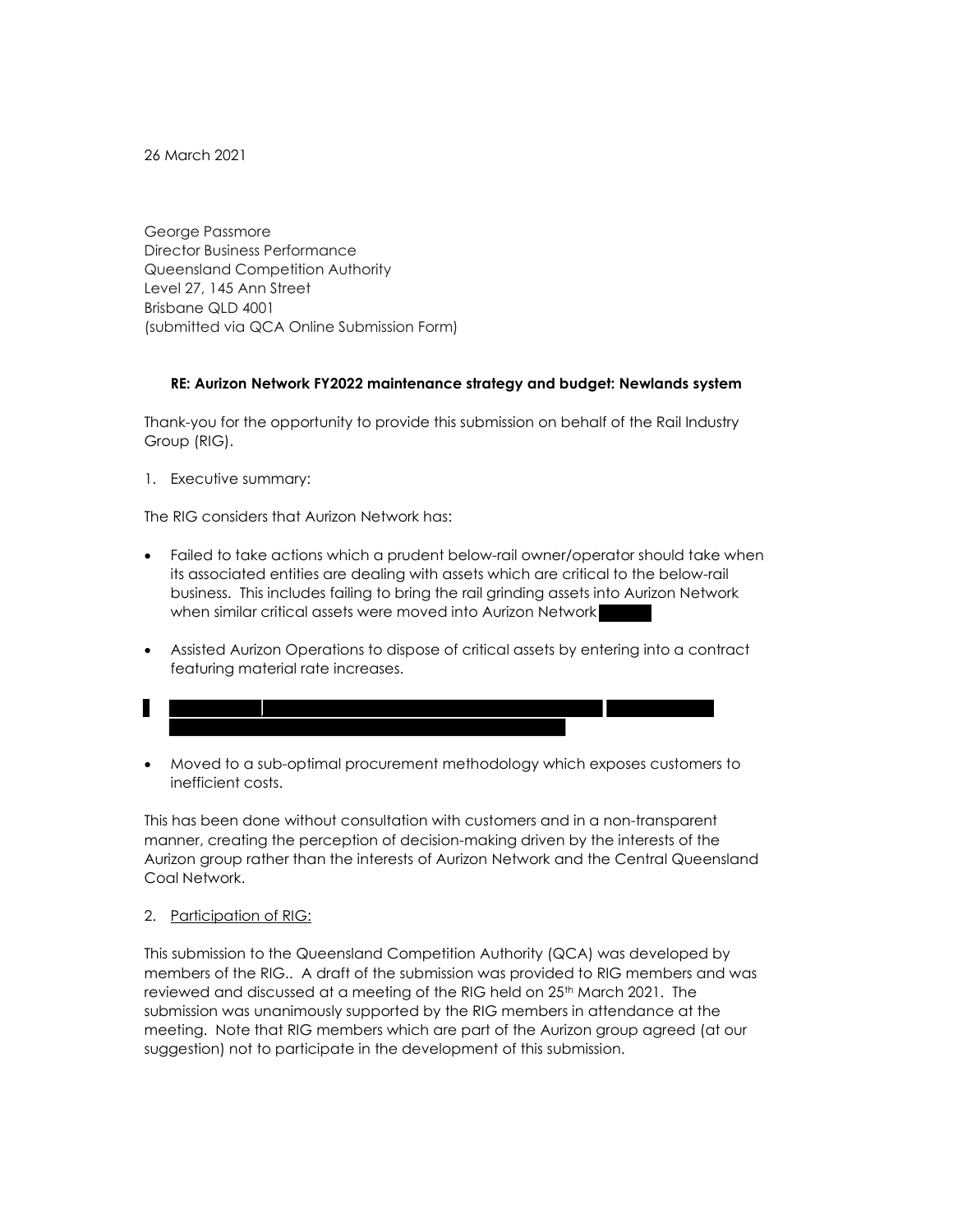26 March 2021

George Passmore
Director Business Performance
Queensland Competition Authority
Level 27, 145 Ann Street
Brisbane QLD 4001
(submitted via QCA Online Submission Form)

**RE: Aurizon Network FY2022 maintenance strategy and budget: Newlands system**

Thank-you for the opportunity to provide this submission on behalf of the Rail Industry Group (RIG).

1. Executive summary:

The RIG considers that Aurizon Network has:

- Failed to take actions which a prudent below-rail owner/operator should take when its associated entities are dealing with assets which are critical to the below-rail business. This includes failing to bring the rail grinding assets into Aurizon Network when similar critical assets were moved into Aurizon Network
- Assisted Aurizon Operations to dispose of critical assets by entering into a contract featuring material rate increases.
- 
- Moved to a sub-optimal procurement methodology which exposes customers to inefficient costs.

This has been done without consultation with customers and in a non-transparent manner, creating the perception of decision-making driven by the interests of the Aurizon group rather than the interests of Aurizon Network and the Central Queensland Coal Network.

2. Participation of RIG:

This submission to the Queensland Competition Authority (QCA) was developed by members of the RIG.. A draft of the submission was provided to RIG members and was reviewed and discussed at a meeting of the RIG held on 25th March 2021. The submission was unanimously supported by the RIG members in attendance at the meeting. Note that RIG members which are part of the Aurizon group agreed (at our suggestion) not to participate in the development of this submission.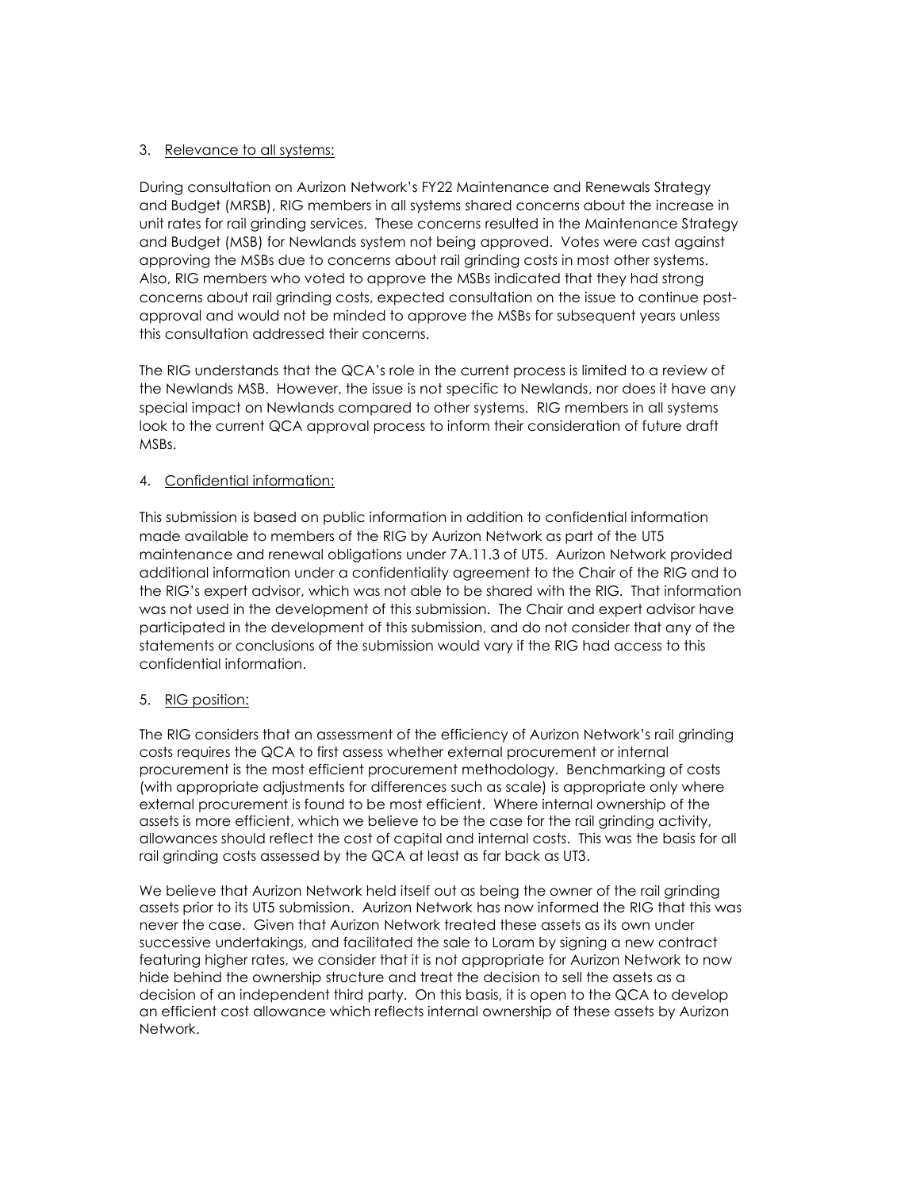3. <u>Relevance to all systems:</u>

During consultation on Aurizon Network's FY22 Maintenance and Renewals Strategy and Budget (MRSB), RIG members in all systems shared concerns about the increase in unit rates for rail grinding services. These concerns resulted in the Maintenance Strategy and Budget (MSB) for Newlands system not being approved. Votes were cast against approving the MSBs due to concerns about rail grinding costs in most other systems. Also, RIG members who voted to approve the MSBs indicated that they had strong concerns about rail grinding costs, expected consultation on the issue to continue post-approval and would not be minded to approve the MSBs for subsequent years unless this consultation addressed their concerns.

The RIG understands that the QCA's role in the current process is limited to a review of the Newlands MSB. However, the issue is not specific to Newlands, nor does it have any special impact on Newlands compared to other systems. RIG members in all systems look to the current QCA approval process to inform their consideration of future draft MSBs.

4. <u>Confidential information:</u>

This submission is based on public information in addition to confidential information made available to members of the RIG by Aurizon Network as part of the UT5 maintenance and renewal obligations under 7A.11.3 of UT5. Aurizon Network provided additional information under a confidentiality agreement to the Chair of the RIG and to the RIG's expert advisor, which was not able to be shared with the RIG. That information was not used in the development of this submission. The Chair and expert advisor have participated in the development of this submission, and do not consider that any of the statements or conclusions of the submission would vary if the RIG had access to this confidential information.

5. <u>RIG position:</u>

The RIG considers that an assessment of the efficiency of Aurizon Network's rail grinding costs requires the QCA to first assess whether external procurement or internal procurement is the most efficient procurement methodology. Benchmarking of costs (with appropriate adjustments for differences such as scale) is appropriate only where external procurement is found to be most efficient. Where internal ownership of the assets is more efficient, which we believe to be the case for the rail grinding activity, allowances should reflect the cost of capital and internal costs. This was the basis for all rail grinding costs assessed by the QCA at least as far back as UT3.

We believe that Aurizon Network held itself out as being the owner of the rail grinding assets prior to its UT5 submission. Aurizon Network has now informed the RIG that this was never the case. Given that Aurizon Network treated these assets as its own under successive undertakings, and facilitated the sale to Loram by signing a new contract featuring higher rates, we consider that it is not appropriate for Aurizon Network to now hide behind the ownership structure and treat the decision to sell the assets as a decision of an independent third party. On this basis, it is open to the QCA to develop an efficient cost allowance which reflects internal ownership of these assets by Aurizon Network.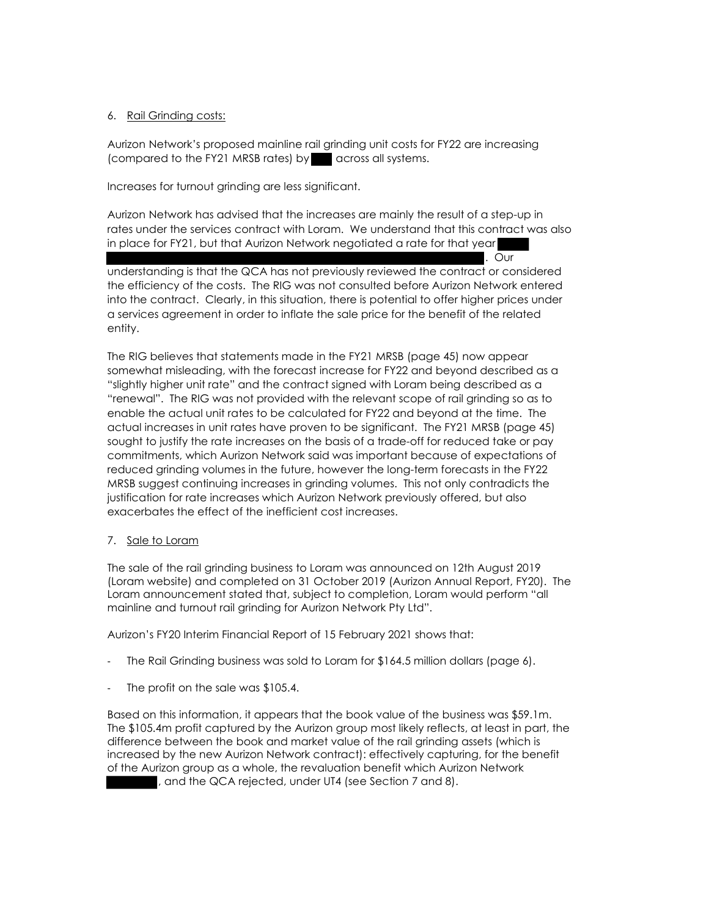6. Rail Grinding costs:

Aurizon Network's proposed mainline rail grinding unit costs for FY22 are increasing (compared to the FY21 MRSB rates) by across all systems.

Increases for turnout grinding are less significant.

Aurizon Network has advised that the increases are mainly the result of a step-up in rates under the services contract with Loram. We understand that this contract was also in place for FY21, but that Aurizon Network negotiated a rate for that year . Our understanding is that the QCA has not previously reviewed the contract or considered the efficiency of the costs. The RIG was not consulted before Aurizon Network entered into the contract. Clearly, in this situation, there is potential to offer higher prices under a services agreement in order to inflate the sale price for the benefit of the related entity.

The RIG believes that statements made in the FY21 MRSB (page 45) now appear somewhat misleading, with the forecast increase for FY22 and beyond described as a "slightly higher unit rate" and the contract signed with Loram being described as a "renewal". The RIG was not provided with the relevant scope of rail grinding so as to enable the actual unit rates to be calculated for FY22 and beyond at the time. The actual increases in unit rates have proven to be significant. The FY21 MRSB (page 45) sought to justify the rate increases on the basis of a trade-off for reduced take or pay commitments, which Aurizon Network said was important because of expectations of reduced grinding volumes in the future, however the long-term forecasts in the FY22 MRSB suggest continuing increases in grinding volumes. This not only contradicts the justification for rate increases which Aurizon Network previously offered, but also exacerbates the effect of the inefficient cost increases.

7. Sale to Loram

The sale of the rail grinding business to Loram was announced on 12th August 2019 (Loram website) and completed on 31 October 2019 (Aurizon Annual Report, FY20). The Loram announcement stated that, subject to completion, Loram would perform "all mainline and turnout rail grinding for Aurizon Network Pty Ltd".

Aurizon's FY20 Interim Financial Report of 15 February 2021 shows that:

- The Rail Grinding business was sold to Loram for $164.5 million dollars (page 6).
- The profit on the sale was $105.4.

Based on this information, it appears that the book value of the business was $59.1m. The $105.4m profit captured by the Aurizon group most likely reflects, at least in part, the difference between the book and market value of the rail grinding assets (which is increased by the new Aurizon Network contract): effectively capturing, for the benefit of the Aurizon group as a whole, the revaluation benefit which Aurizon Network , and the QCA rejected, under UT4 (see Section 7 and 8).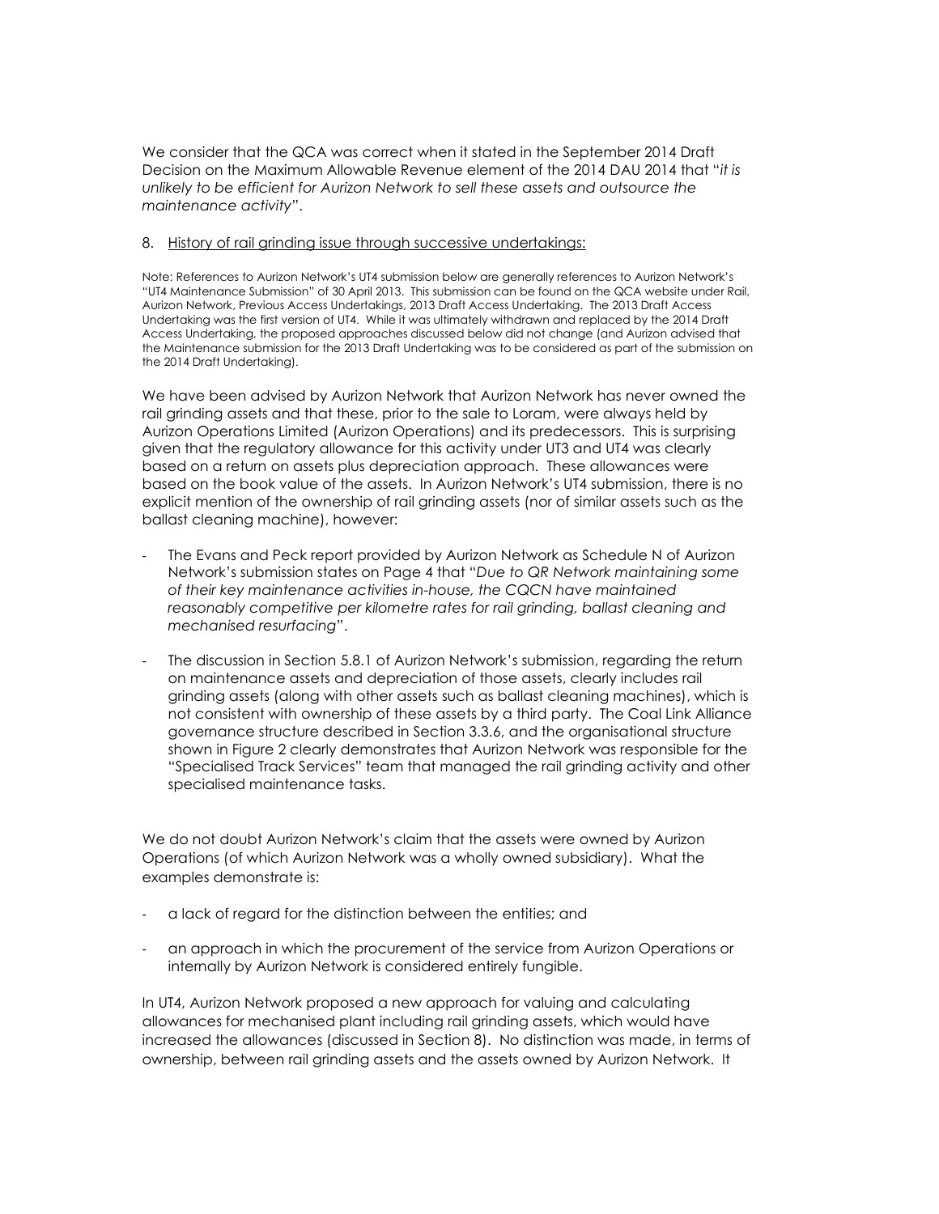We consider that the QCA was correct when it stated in the September 2014 Draft Decision on the Maximum Allowable Revenue element of the 2014 DAU 2014 that "*it is unlikely to be efficient for Aurizon Network to sell these assets and outsource the maintenance activity*".

8. <u>History of rail grinding issue through successive undertakings:</u>

Note: References to Aurizon Network's UT4 submission below are generally references to Aurizon Network's "UT4 Maintenance Submission" of 30 April 2013. This submission can be found on the QCA website under Rail, Aurizon Network, Previous Access Undertakings, 2013 Draft Access Undertaking. The 2013 Draft Access Undertaking was the first version of UT4. While it was ultimately withdrawn and replaced by the 2014 Draft Access Undertaking, the proposed approaches discussed below did not change (and Aurizon advised that the Maintenance submission for the 2013 Draft Undertaking was to be considered as part of the submission on the 2014 Draft Undertaking).

We have been advised by Aurizon Network that Aurizon Network has never owned the rail grinding assets and that these, prior to the sale to Loram, were always held by Aurizon Operations Limited (Aurizon Operations) and its predecessors. This is surprising given that the regulatory allowance for this activity under UT3 and UT4 was clearly based on a return on assets plus depreciation approach. These allowances were based on the book value of the assets. In Aurizon Network's UT4 submission, there is no explicit mention of the ownership of rail grinding assets (nor of similar assets such as the ballast cleaning machine), however:

- The Evans and Peck report provided by Aurizon Network as Schedule N of Aurizon Network's submission states on Page 4 that "*Due to QR Network maintaining some of their key maintenance activities in-house, the CQCN have maintained reasonably competitive per kilometre rates for rail grinding, ballast cleaning and mechanised resurfacing*".
- The discussion in Section 5.8.1 of Aurizon Network's submission, regarding the return on maintenance assets and depreciation of those assets, clearly includes rail grinding assets (along with other assets such as ballast cleaning machines), which is not consistent with ownership of these assets by a third party. The Coal Link Alliance governance structure described in Section 3.3.6, and the organisational structure shown in Figure 2 clearly demonstrates that Aurizon Network was responsible for the "Specialised Track Services" team that managed the rail grinding activity and other specialised maintenance tasks.

We do not doubt Aurizon Network's claim that the assets were owned by Aurizon Operations (of which Aurizon Network was a wholly owned subsidiary). What the examples demonstrate is:

- a lack of regard for the distinction between the entities; and
- an approach in which the procurement of the service from Aurizon Operations or internally by Aurizon Network is considered entirely fungible.

In UT4, Aurizon Network proposed a new approach for valuing and calculating allowances for mechanised plant including rail grinding assets, which would have increased the allowances (discussed in Section 8). No distinction was made, in terms of ownership, between rail grinding assets and the assets owned by Aurizon Network. It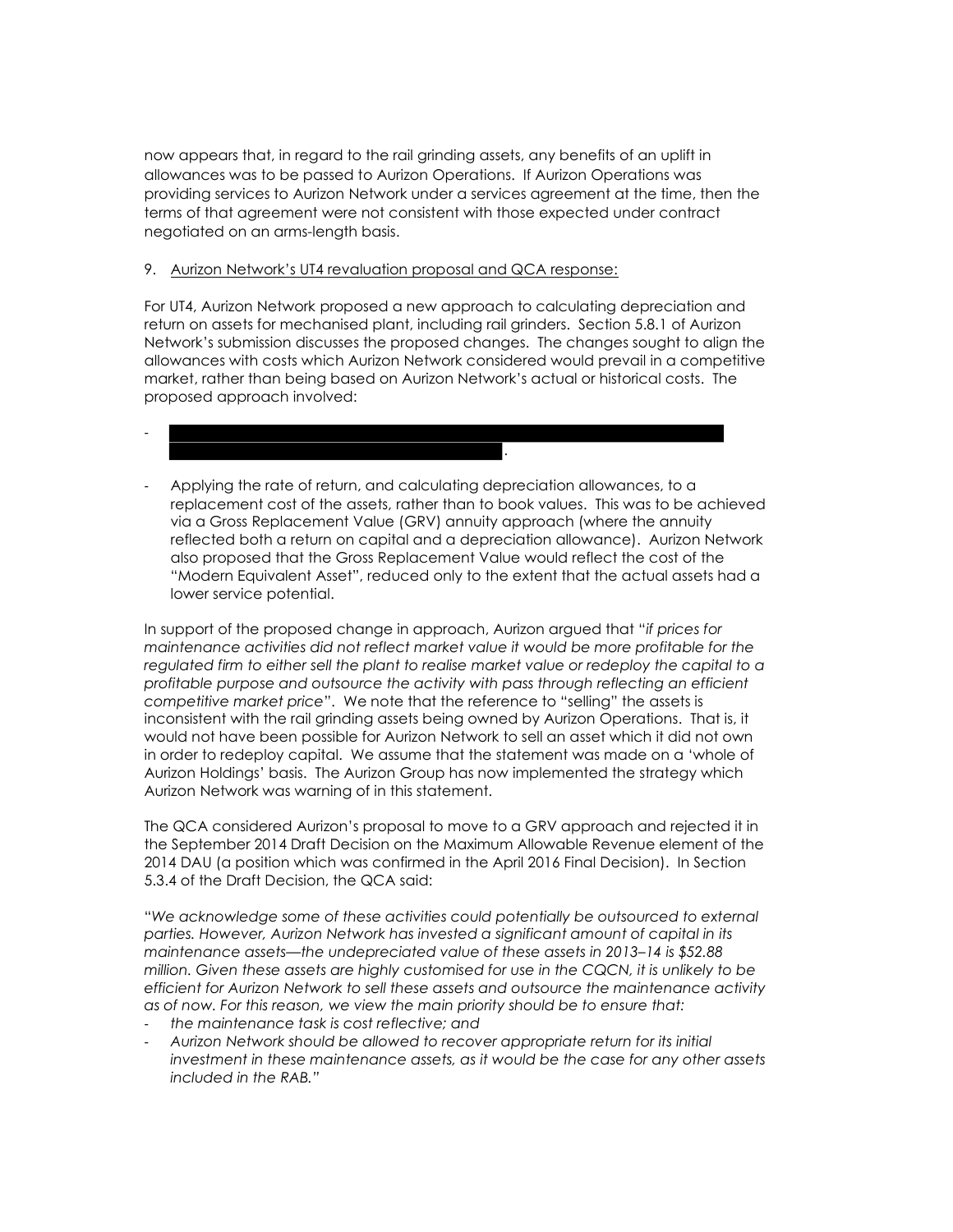now appears that, in regard to the rail grinding assets, any benefits of an uplift in allowances was to be passed to Aurizon Operations. If Aurizon Operations was providing services to Aurizon Network under a services agreement at the time, then the terms of that agreement were not consistent with those expected under contract negotiated on an arms-length basis.

9. Aurizon Network's UT4 revaluation proposal and QCA response:

For UT4, Aurizon Network proposed a new approach to calculating depreciation and return on assets for mechanised plant, including rail grinders. Section 5.8.1 of Aurizon Network's submission discusses the proposed changes. The changes sought to align the allowances with costs which Aurizon Network considered would prevail in a competitive market, rather than being based on Aurizon Network's actual or historical costs. The proposed approach involved:

- [redacted].
- Applying the rate of return, and calculating depreciation allowances, to a replacement cost of the assets, rather than to book values. This was to be achieved via a Gross Replacement Value (GRV) annuity approach (where the annuity reflected both a return on capital and a depreciation allowance). Aurizon Network also proposed that the Gross Replacement Value would reflect the cost of the "Modern Equivalent Asset", reduced only to the extent that the actual assets had a lower service potential.

In support of the proposed change in approach, Aurizon argued that "*if prices for maintenance activities did not reflect market value it would be more profitable for the regulated firm to either sell the plant to realise market value or redeploy the capital to a profitable purpose and outsource the activity with pass through reflecting an efficient competitive market price*". We note that the reference to "selling" the assets is inconsistent with the rail grinding assets being owned by Aurizon Operations. That is, it would not have been possible for Aurizon Network to sell an asset which it did not own in order to redeploy capital. We assume that the statement was made on a 'whole of Aurizon Holdings' basis. The Aurizon Group has now implemented the strategy which Aurizon Network was warning of in this statement.

The QCA considered Aurizon's proposal to move to a GRV approach and rejected it in the September 2014 Draft Decision on the Maximum Allowable Revenue element of the 2014 DAU (a position which was confirmed in the April 2016 Final Decision). In Section 5.3.4 of the Draft Decision, the QCA said:

"*We acknowledge some of these activities could potentially be outsourced to external parties. However, Aurizon Network has invested a significant amount of capital in its maintenance assets—the undepreciated value of these assets in 2013–14 is $52.88 million. Given these assets are highly customised for use in the CQCN, it is unlikely to be efficient for Aurizon Network to sell these assets and outsource the maintenance activity as of now. For this reason, we view the main priority should be to ensure that:*

- *the maintenance task is cost reflective; and*
- *Aurizon Network should be allowed to recover appropriate return for its initial investment in these maintenance assets, as it would be the case for any other assets included in the RAB.*"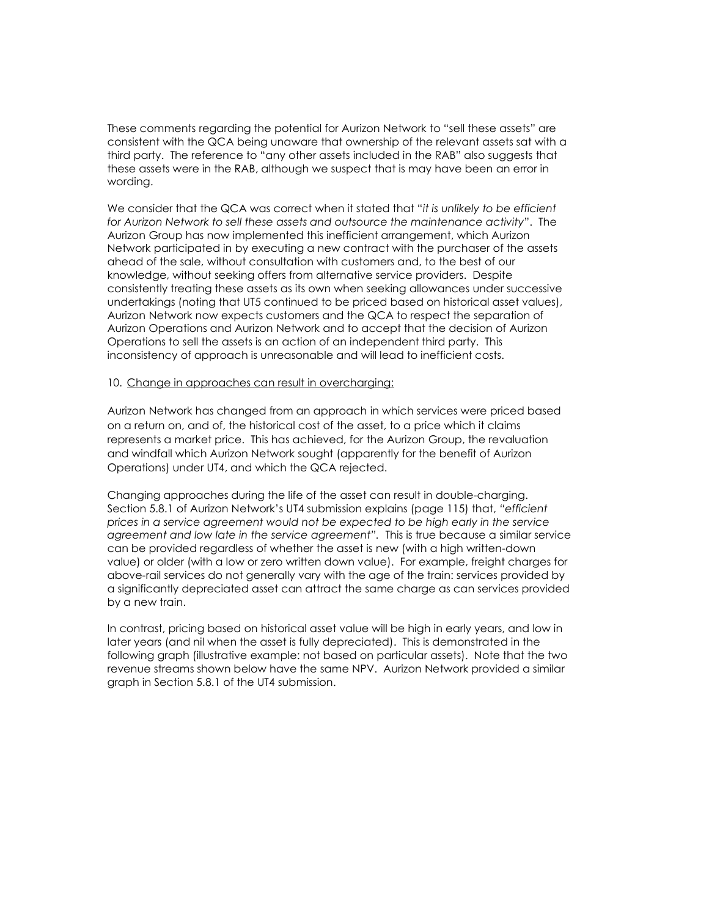These comments regarding the potential for Aurizon Network to "sell these assets" are consistent with the QCA being unaware that ownership of the relevant assets sat with a third party. The reference to "any other assets included in the RAB" also suggests that these assets were in the RAB, although we suspect that is may have been an error in wording.

We consider that the QCA was correct when it stated that "*it is unlikely to be efficient for Aurizon Network to sell these assets and outsource the maintenance activity*". The Aurizon Group has now implemented this inefficient arrangement, which Aurizon Network participated in by executing a new contract with the purchaser of the assets ahead of the sale, without consultation with customers and, to the best of our knowledge, without seeking offers from alternative service providers. Despite consistently treating these assets as its own when seeking allowances under successive undertakings (noting that UT5 continued to be priced based on historical asset values), Aurizon Network now expects customers and the QCA to respect the separation of Aurizon Operations and Aurizon Network and to accept that the decision of Aurizon Operations to sell the assets is an action of an independent third party. This inconsistency of approach is unreasonable and will lead to inefficient costs.

10. <u>Change in approaches can result in overcharging:</u>

Aurizon Network has changed from an approach in which services were priced based on a return on, and of, the historical cost of the asset, to a price which it claims represents a market price. This has achieved, for the Aurizon Group, the revaluation and windfall which Aurizon Network sought (apparently for the benefit of Aurizon Operations) under UT4, and which the QCA rejected.

Changing approaches during the life of the asset can result in double-charging. Section 5.8.1 of Aurizon Network's UT4 submission explains (page 115) that, *"efficient prices in a service agreement would not be expected to be high early in the service agreement and low late in the service agreement"*. This is true because a similar service can be provided regardless of whether the asset is new (with a high written-down value) or older (with a low or zero written down value). For example, freight charges for above-rail services do not generally vary with the age of the train: services provided by a significantly depreciated asset can attract the same charge as can services provided by a new train.

In contrast, pricing based on historical asset value will be high in early years, and low in later years (and nil when the asset is fully depreciated). This is demonstrated in the following graph (illustrative example: not based on particular assets). Note that the two revenue streams shown below have the same NPV. Aurizon Network provided a similar graph in Section 5.8.1 of the UT4 submission.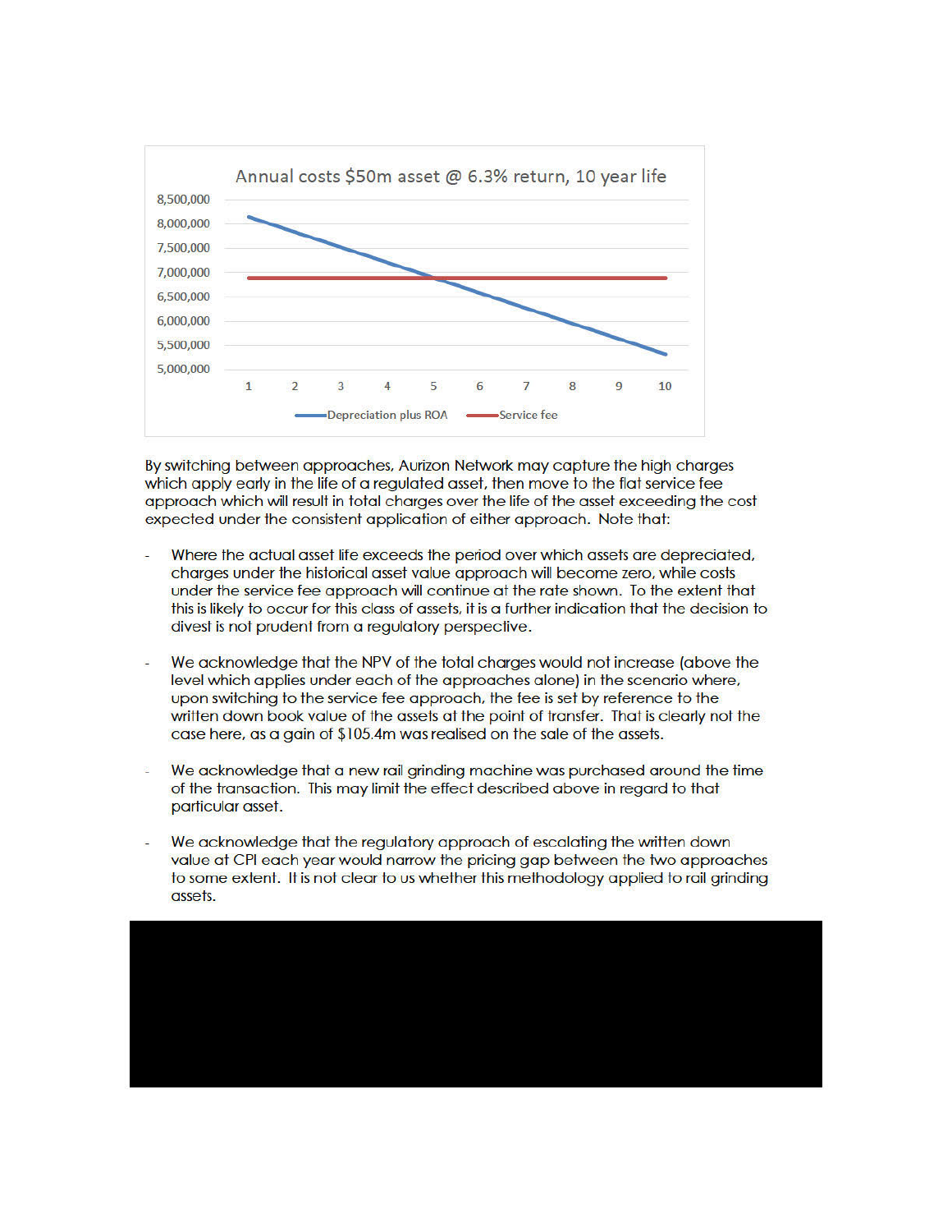Annual costs $50m asset @ 6.3% return, 10 year life

Depreciation plus ROA — Service fee

By switching between approaches, Aurizon Network may capture the high charges which apply early in the life of a regulated asset, then move to the flat service fee approach which will result in total charges over the life of the asset exceeding the cost expected under the consistent application of either approach. Note that:

- Where the actual asset life exceeds the period over which assets are depreciated, charges under the historical asset value approach will become zero, while costs under the service fee approach will continue at the rate shown. To the extent that this is likely to occur for this class of assets, it is a further indication that the decision to divest is not prudent from a regulatory perspective.

- We acknowledge that the NPV of the total charges would not increase (above the level which applies under each of the approaches alone) in the scenario where, upon switching to the service fee approach, the fee is set by reference to the written down book value of the assets at the point of transfer. That is clearly not the case here, as a gain of $105.4m was realised on the sale of the assets.

- We acknowledge that a new rail grinding machine was purchased around the time of the transaction. This may limit the effect described above in regard to that particular asset.

- We acknowledge that the regulatory approach of escalating the written down value at CPI each year would narrow the pricing gap between the two approaches to some extent. It is not clear to us whether this methodology applied to rail grinding assets.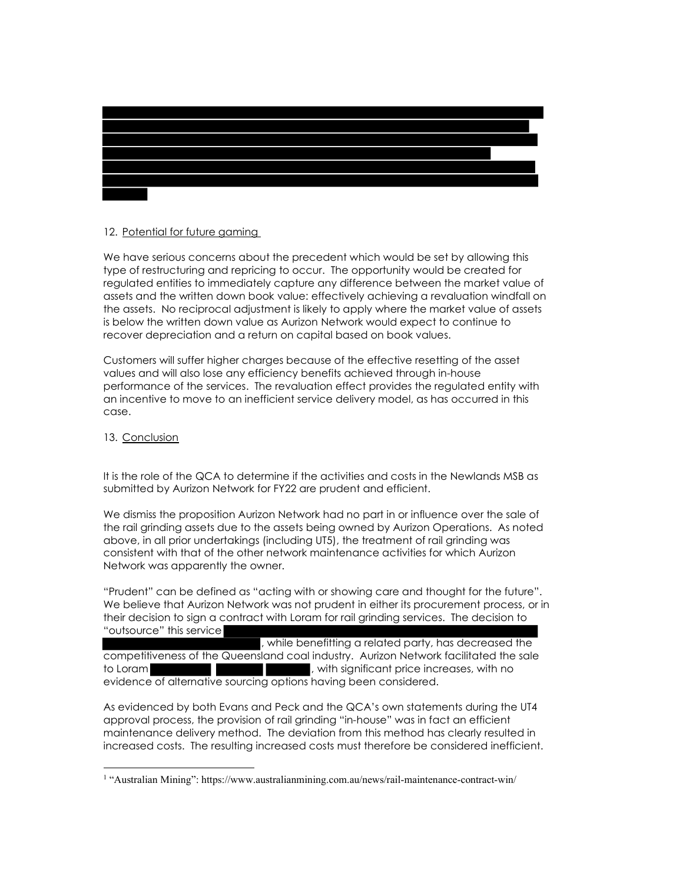12. Potential for future gaming

We have serious concerns about the precedent which would be set by allowing this type of restructuring and repricing to occur. The opportunity would be created for regulated entities to immediately capture any difference between the market value of assets and the written down book value: effectively achieving a revaluation windfall on the assets. No reciprocal adjustment is likely to apply where the market value of assets is below the written down value as Aurizon Network would expect to continue to recover depreciation and a return on capital based on book values.

Customers will suffer higher charges because of the effective resetting of the asset values and will also lose any efficiency benefits achieved through in-house performance of the services. The revaluation effect provides the regulated entity with an incentive to move to an inefficient service delivery model, as has occurred in this case.

13. Conclusion

It is the role of the QCA to determine if the activities and costs in the Newlands MSB as submitted by Aurizon Network for FY22 are prudent and efficient.

We dismiss the proposition Aurizon Network had no part in or influence over the sale of the rail grinding assets due to the assets being owned by Aurizon Operations. As noted above, in all prior undertakings (including UT5), the treatment of rail grinding was consistent with that of the other network maintenance activities for which Aurizon Network was apparently the owner.

"Prudent" can be defined as "acting with or showing care and thought for the future". We believe that Aurizon Network was not prudent in either its procurement process, or in their decision to sign a contract with Loram for rail grinding services. The decision to "outsource" this service , while benefitting a related party, has decreased the competitiveness of the Queensland coal industry. Aurizon Network facilitated the sale to Loram , with significant price increases, with no evidence of alternative sourcing options having been considered.

As evidenced by both Evans and Peck and the QCA's own statements during the UT4 approval process, the provision of rail grinding "in-house" was in fact an efficient maintenance delivery method. The deviation from this method has clearly resulted in increased costs. The resulting increased costs must therefore be considered inefficient.

[1] "Australian Mining": https://www.australianmining.com.au/news/rail-maintenance-contract-win/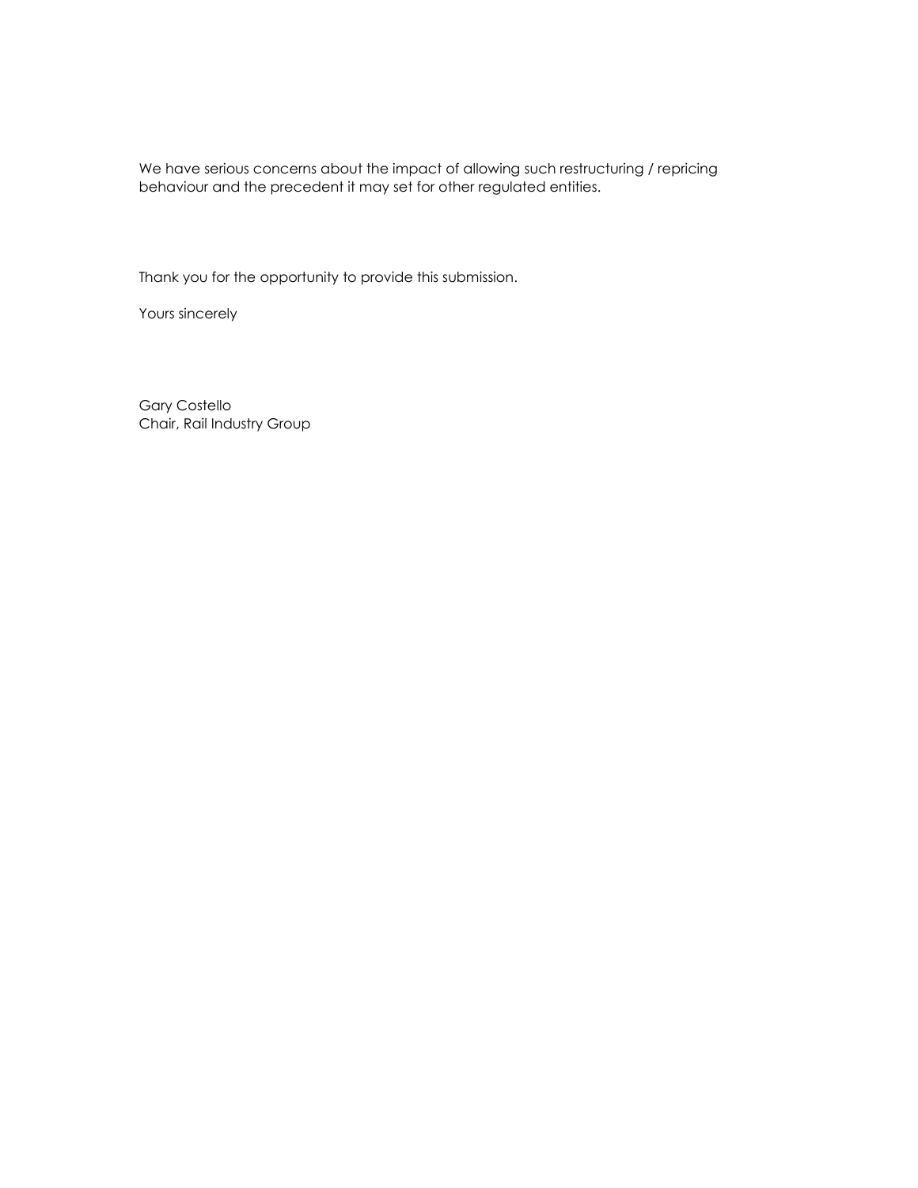We have serious concerns about the impact of allowing such restructuring / repricing behaviour and the precedent it may set for other regulated entities.

Thank you for the opportunity to provide this submission.

Yours sincerely

Gary Costello
Chair, Rail Industry Group